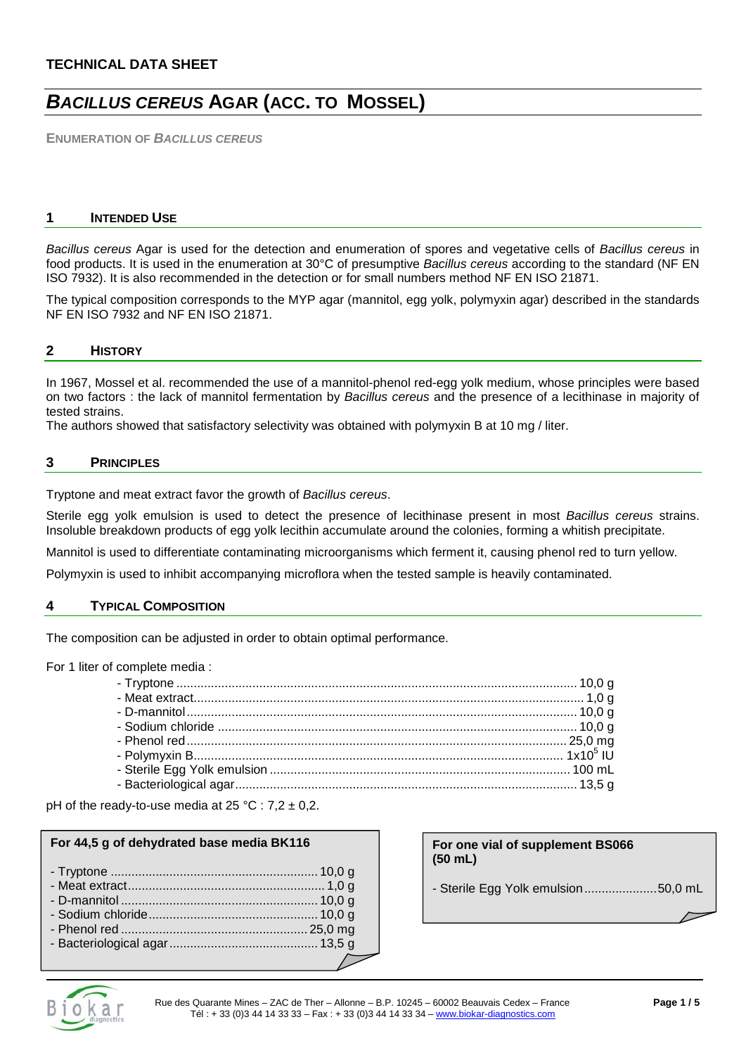**TECHNICAL DATA SHEET**

# *BACILLUS CEREUS* AGAR (ACC. TO MOSSEL)

**ENUMERATION OF *BACILLUS CEREUS***

## 1 INTENDED USE

*Bacillus cereus* Agar is used for the detection and enumeration of spores and vegetative cells of *Bacillus cereus* in food products. It is used in the enumeration at 30°C of presumptive *Bacillus cereus* according to the standard (NF EN ISO 7932). It is also recommended in the detection or for small numbers method NF EN ISO 21871.

The typical composition corresponds to the MYP agar (mannitol, egg yolk, polymyxin agar) described in the standards NF EN ISO 7932 and NF EN ISO 21871.

## 2 HISTORY

In 1967, Mossel et al. recommended the use of a mannitol-phenol red-egg yolk medium, whose principles were based on two factors : the lack of mannitol fermentation by *Bacillus cereus* and the presence of a lecithinase in majority of tested strains.
The authors showed that satisfactory selectivity was obtained with polymyxin B at 10 mg / liter.

## 3 PRINCIPLES

Tryptone and meat extract favor the growth of *Bacillus cereus*.

Sterile egg yolk emulsion is used to detect the presence of lecithinase present in most *Bacillus cereus* strains. Insoluble breakdown products of egg yolk lecithin accumulate around the colonies, forming a whitish precipitate.

Mannitol is used to differentiate contaminating microorganisms which ferment it, causing phenol red to turn yellow.

Polymyxin is used to inhibit accompanying microflora when the tested sample is heavily contaminated.

## 4 TYPICAL COMPOSITION

The composition can be adjusted in order to obtain optimal performance.

For 1 liter of complete media :

- Tryptone .................................... 10,0 g
- Meat extract ................................ 1,0 g
- D-mannitol .................................. 10,0 g
- Sodium chloride ............................. 10,0 g
- Phenol red .................................. 25,0 mg
- Polymyxin B ................................. $1x10^5$ IU
- Sterile Egg Yolk emulsion ................... 100 mL
- Bacteriological agar ........................ 13,5 g

pH of the ready-to-use media at 25 °C : 7,2 ± 0,2.

**For 44,5 g of dehydrated base media BK116**

- Tryptone .................................... 10,0 g
- Meat extract ................................ 1,0 g
- D-mannitol .................................. 10,0 g
- Sodium chloride ............................. 10,0 g
- Phenol red .................................. 25,0 mg
- Bacteriological agar ........................ 13,5 g

**For one vial of supplement BS066 (50 mL)**

- Sterile Egg Yolk emulsion ................... 50,0 mL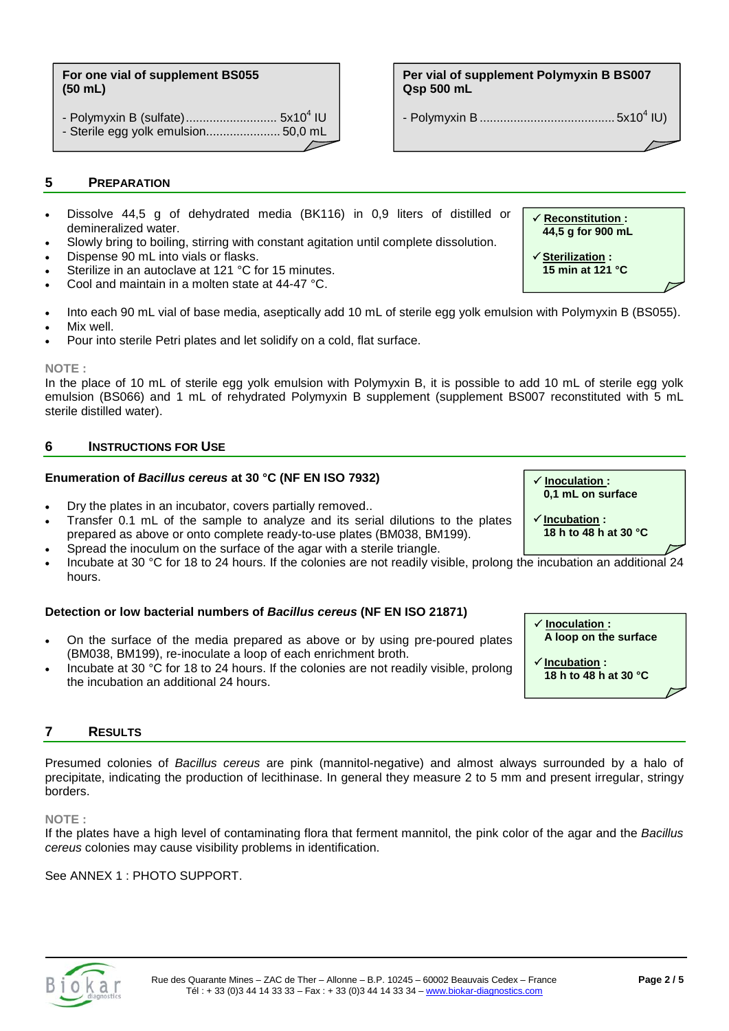**For one vial of supplement BS055 (50 mL)**

- Polymyxin B (sulfate)........................... $5x10^4$ IU
- Sterile egg yolk emulsion...................... 50,0 mL

**Per vial of supplement Polymyxin B BS007 Qsp 500 mL**

- Polymyxin B ........................................ $5x10^4$ IU)

## 5 PREPARATION

- Dissolve 44,5 g of dehydrated media (BK116) in 0,9 liters of distilled or demineralized water.
- Slowly bring to boiling, stirring with constant agitation until complete dissolution.
- Dispense 90 mL into vials or flasks.
- Sterilize in an autoclave at 121 °C for 15 minutes.
- Cool and maintain in a molten state at 44-47 °C.

> ✓ **Reconstitution :** **44,5 g for 900 mL**
>
> ✓ **Sterilization :** **15 min at 121 °C**

- Into each 90 mL vial of base media, aseptically add 10 mL of sterile egg yolk emulsion with Polymyxin B (BS055).
- Mix well.
- Pour into sterile Petri plates and let solidify on a cold, flat surface.

**NOTE :**
In the place of 10 mL of sterile egg yolk emulsion with Polymyxin B, it is possible to add 10 mL of sterile egg yolk emulsion (BS066) and 1 mL of rehydrated Polymyxin B supplement (supplement BS007 reconstituted with 5 mL sterile distilled water).

## 6 INSTRUCTIONS FOR USE

### Enumeration of *Bacillus cereus* at 30 °C (NF EN ISO 7932)

> ✓ **Inoculation :** **0,1 mL on surface**
>
> ✓ **Incubation :** **18 h to 48 h at 30 °C**

- Dry the plates in an incubator, covers partially removed..
- Transfer 0.1 mL of the sample to analyze and its serial dilutions to the plates prepared as above or onto complete ready-to-use plates (BM038, BM199).
- Spread the inoculum on the surface of the agar with a sterile triangle.
- Incubate at 30 °C for 18 to 24 hours. If the colonies are not readily visible, prolong the incubation an additional 24 hours.

### Detection or low bacterial numbers of *Bacillus cereus* (NF EN ISO 21871)

> ✓ **Inoculation :** **A loop on the surface**
>
> ✓ **Incubation :** **18 h to 48 h at 30 °C**

- On the surface of the media prepared as above or by using pre-poured plates (BM038, BM199), re-inoculate a loop of each enrichment broth.
- Incubate at 30 °C for 18 to 24 hours. If the colonies are not readily visible, prolong the incubation an additional 24 hours.

## 7 RESULTS

Presumed colonies of *Bacillus cereus* are pink (mannitol-negative) and almost always surrounded by a halo of precipitate, indicating the production of lecithinase. In general they measure 2 to 5 mm and present irregular, stringy borders.

**NOTE :**
If the plates have a high level of contaminating flora that ferment mannitol, the pink color of the agar and the *Bacillus cereus* colonies may cause visibility problems in identification.

See ANNEX 1 : PHOTO SUPPORT.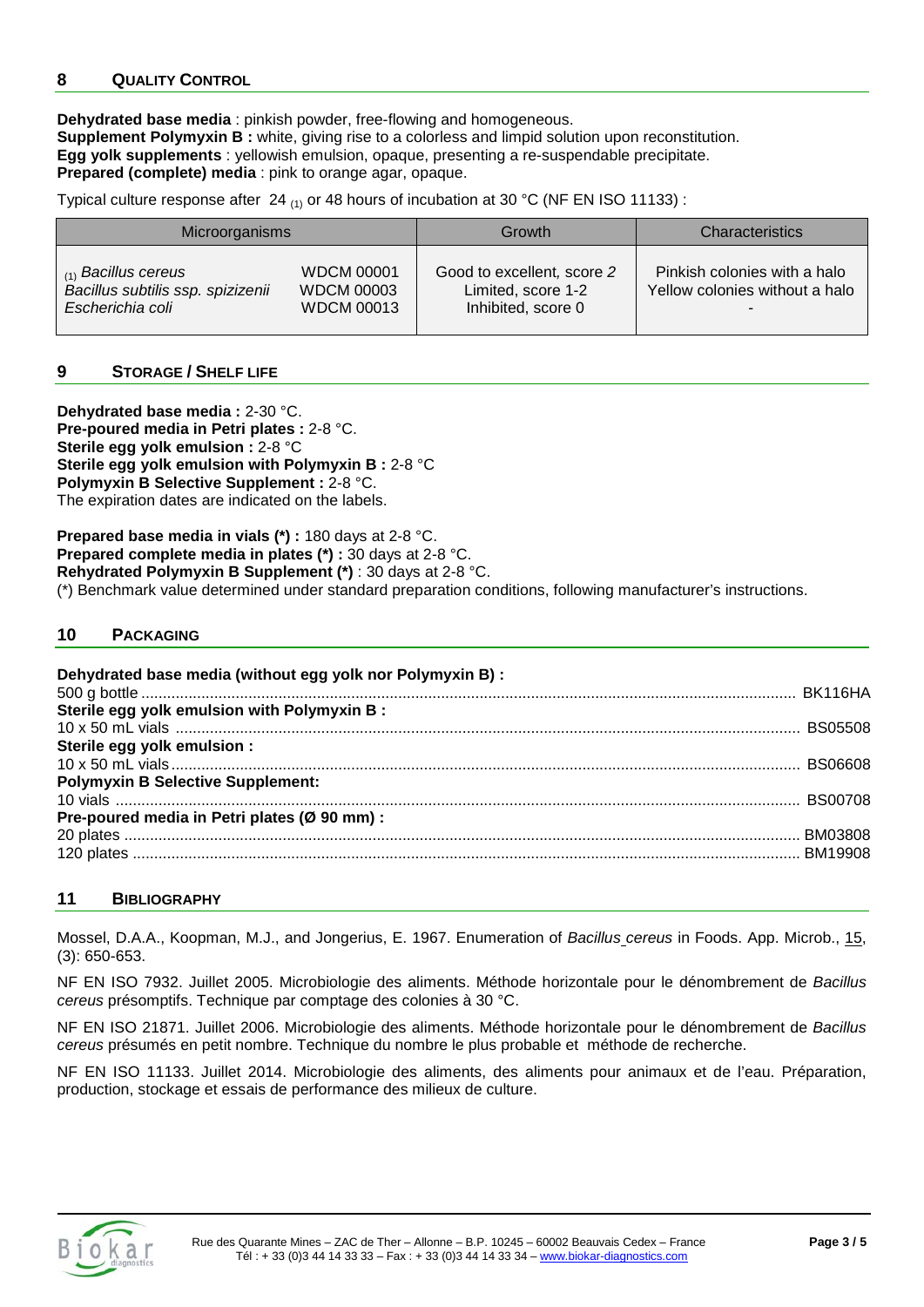## 8 QUALITY CONTROL

**Dehydrated base media** : pinkish powder, free-flowing and homogeneous.
**Supplement Polymyxin B :** white, giving rise to a colorless and limpid solution upon reconstitution.
**Egg yolk supplements** : yellowish emulsion, opaque, presenting a re-suspendable precipitate.
**Prepared (complete) media** : pink to orange agar, opaque.

Typical culture response after 24 $_{(1)}$ or 48 hours of incubation at 30 °C (NF EN ISO 11133) :

| Microorganisms | | Growth | Characteristics |
|---|---|---|---|
| $_{(1)}$ *Bacillus cereus* | WDCM 00001 | Good to excellent, score *2* | Pinkish colonies with a halo |
| *Bacillus subtilis ssp. spizizenii* | WDCM 00003 | Limited, score 1-2 | Yellow colonies without a halo |
| *Escherichia coli* | WDCM 00013 | Inhibited, score 0 | - |

## 9 STORAGE / SHELF LIFE

**Dehydrated base media :** 2-30 °C.
**Pre-poured media in Petri plates :** 2-8 °C.
**Sterile egg yolk emulsion :** 2-8 °C
**Sterile egg yolk emulsion with Polymyxin B :** 2-8 °C
**Polymyxin B Selective Supplement :** 2-8 °C.
The expiration dates are indicated on the labels.

**Prepared base media in vials (*) :** 180 days at 2-8 °C.
**Prepared complete media in plates (*) :** 30 days at 2-8 °C.
**Rehydrated Polymyxin B Supplement (*)** : 30 days at 2-8 °C.
(*) Benchmark value determined under standard preparation conditions, following manufacturer's instructions.

## 10 PACKAGING

**Dehydrated base media (without egg yolk nor Polymyxin B) :**
500 g bottle ........ BK116HA
**Sterile egg yolk emulsion with Polymyxin B :**
10 x 50 mL vials ........ BS05508
**Sterile egg yolk emulsion :**
10 x 50 mL vials ........ BS06608
**Polymyxin B Selective Supplement:**
10 vials ........ BS00708
**Pre-poured media in Petri plates (Ø 90 mm) :**
20 plates ........ BM03808
120 plates ........ BM19908

## 11 BIBLIOGRAPHY

Mossel, D.A.A., Koopman, M.J., and Jongerius, E. 1967. Enumeration of *Bacillus cereus* in Foods. App. Microb., 15, (3): 650-653.

NF EN ISO 7932. Juillet 2005. Microbiologie des aliments. Méthode horizontale pour le dénombrement de *Bacillus cereus* présomptifs. Technique par comptage des colonies à 30 °C.

NF EN ISO 21871. Juillet 2006. Microbiologie des aliments. Méthode horizontale pour le dénombrement de *Bacillus cereus* présumés en petit nombre. Technique du nombre le plus probable et méthode de recherche.

NF EN ISO 11133. Juillet 2014. Microbiologie des aliments, des aliments pour animaux et de l'eau. Préparation, production, stockage et essais de performance des milieux de culture.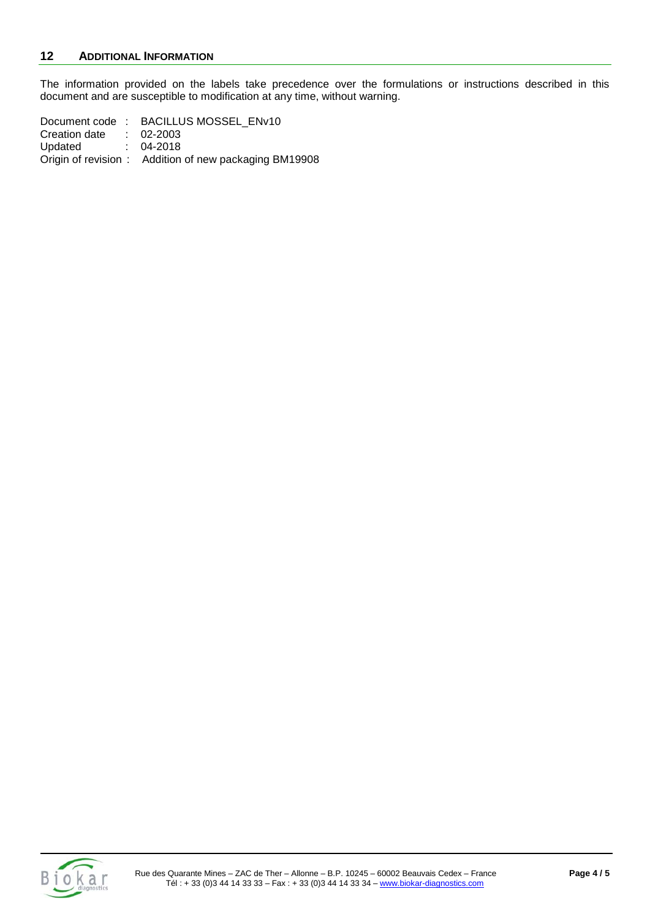## 12 ADDITIONAL INFORMATION

The information provided on the labels take precedence over the formulations or instructions described in this document and are susceptible to modification at any time, without warning.

Document code : BACILLUS MOSSEL_ENv10
Creation date : 02-2003
Updated : 04-2018
Origin of revision : Addition of new packaging BM19908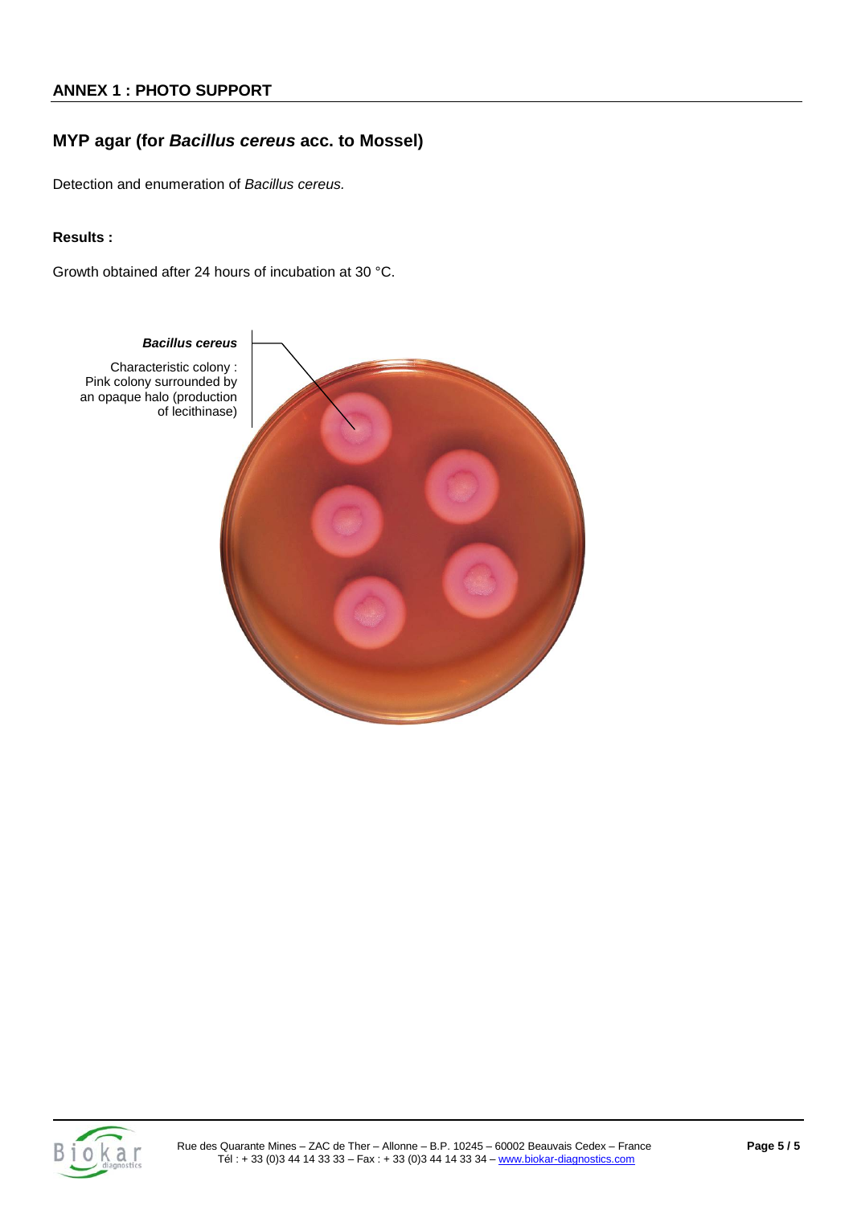## ANNEX 1 : PHOTO SUPPORT

## MYP agar (for *Bacillus cereus* acc. to Mossel)

Detection and enumeration of *Bacillus cereus.*

**Results :**

Growth obtained after 24 hours of incubation at 30 °C.

***Bacillus cereus***

Characteristic colony : Pink colony surrounded by an opaque halo (production of lecithinase)